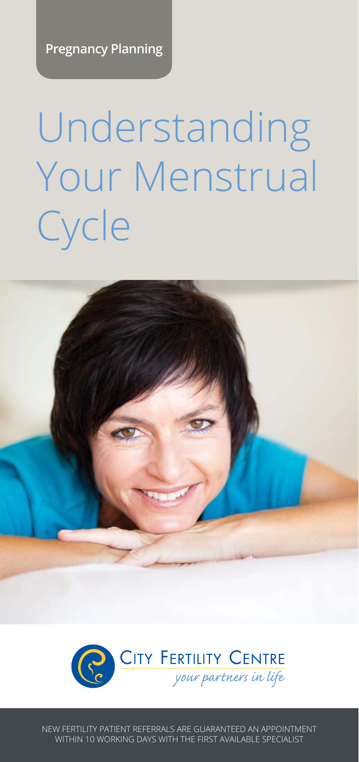**Pregnancy Planning**

# Understanding Your Menstrual Cycle

CITY FERTILITY CENTRE

*your partners in life*

NEW FERTILITY PATIENT REFERRALS ARE GUARANTEED AN APPOINTMENT WITHIN 10 WORKING DAYS WITH THE FIRST AVAILABLE SPECIALIST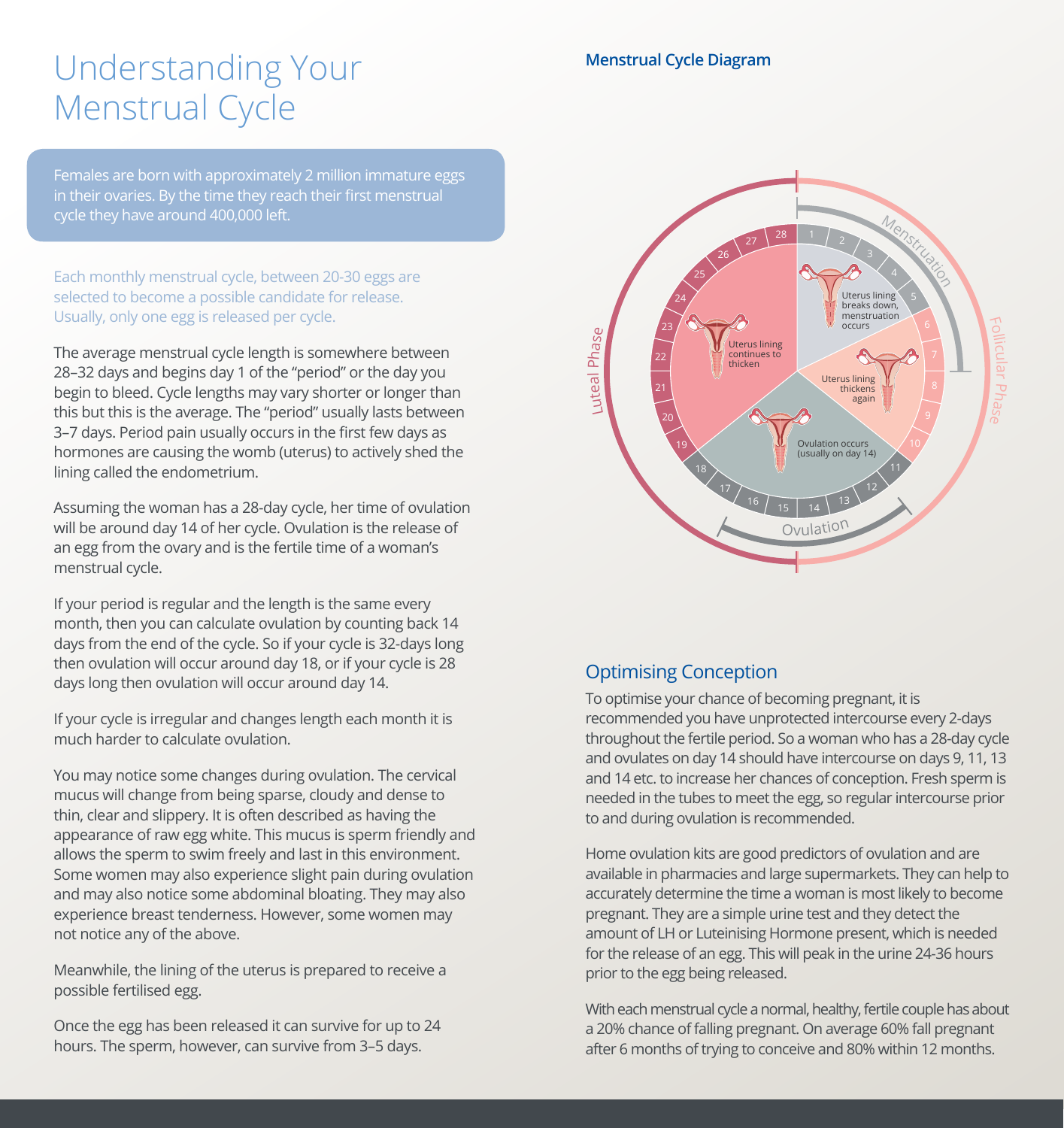# Understanding Your Menstrual Cycle

Females are born with approximately 2 million immature eggs in their ovaries. By the time they reach their first menstrual cycle they have around 400,000 left.

Each monthly menstrual cycle, between 20-30 eggs are selected to become a possible candidate for release. Usually, only one egg is released per cycle.

The average menstrual cycle length is somewhere between 28–32 days and begins day 1 of the "period" or the day you begin to bleed. Cycle lengths may vary shorter or longer than this but this is the average. The "period" usually lasts between 3–7 days. Period pain usually occurs in the first few days as hormones are causing the womb (uterus) to actively shed the lining called the endometrium.

Assuming the woman has a 28-day cycle, her time of ovulation will be around day 14 of her cycle. Ovulation is the release of an egg from the ovary and is the fertile time of a woman's menstrual cycle.

If your period is regular and the length is the same every month, then you can calculate ovulation by counting back 14 days from the end of the cycle. So if your cycle is 32-days long then ovulation will occur around day 18, or if your cycle is 28 days long then ovulation will occur around day 14.

If your cycle is irregular and changes length each month it is much harder to calculate ovulation.

You may notice some changes during ovulation. The cervical mucus will change from being sparse, cloudy and dense to thin, clear and slippery. It is often described as having the appearance of raw egg white. This mucus is sperm friendly and allows the sperm to swim freely and last in this environment. Some women may also experience slight pain during ovulation and may also notice some abdominal bloating. They may also experience breast tenderness. However, some women may not notice any of the above.

Meanwhile, the lining of the uterus is prepared to receive a possible fertilised egg.

Once the egg has been released it can survive for up to 24 hours. The sperm, however, can survive from 3–5 days.

### Menstrual Cycle Diagram

Menstruation (days 1–5): Uterus lining breaks down, menstruation occurs

Follicular Phase (days 6–10): Uterus lining thickens again

Ovulation (days 11–18): Ovulation occurs (usually on day 14)

Luteal Phase (days 19–28): Uterus lining continues to thicken

## Optimising Conception

To optimise your chance of becoming pregnant, it is recommended you have unprotected intercourse every 2-days throughout the fertile period. So a woman who has a 28-day cycle and ovulates on day 14 should have intercourse on days 9, 11, 13 and 14 etc. to increase her chances of conception. Fresh sperm is needed in the tubes to meet the egg, so regular intercourse prior to and during ovulation is recommended.

Home ovulation kits are good predictors of ovulation and are available in pharmacies and large supermarkets. They can help to accurately determine the time a woman is most likely to become pregnant. They are a simple urine test and they detect the amount of LH or Luteinising Hormone present, which is needed for the release of an egg. This will peak in the urine 24-36 hours prior to the egg being released.

With each menstrual cycle a normal, healthy, fertile couple has about a 20% chance of falling pregnant. On average 60% fall pregnant after 6 months of trying to conceive and 80% within 12 months.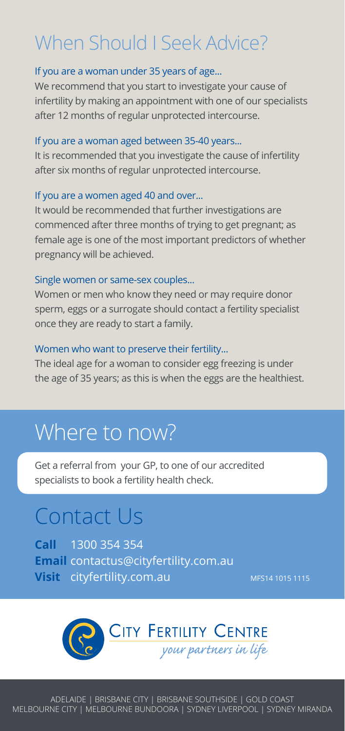# When Should I Seek Advice?

### If you are a woman under 35 years of age...

We recommend that you start to investigate your cause of infertility by making an appointment with one of our specialists after 12 months of regular unprotected intercourse.

### If you are a woman aged between 35-40 years...

It is recommended that you investigate the cause of infertility after six months of regular unprotected intercourse.

### If you are a women aged 40 and over...

It would be recommended that further investigations are commenced after three months of trying to get pregnant; as female age is one of the most important predictors of whether pregnancy will be achieved.

### Single women or same-sex couples...

Women or men who know they need or may require donor sperm, eggs or a surrogate should contact a fertility specialist once they are ready to start a family.

### Women who want to preserve their fertility...

The ideal age for a woman to consider egg freezing is under the age of 35 years; as this is when the eggs are the healthiest.

# Where to now?

Get a referral from your GP, to one of our accredited specialists to book a fertility health check.

# Contact Us

**Call** 1300 354 354
**Email** contactus@cityfertility.com.au
**Visit** cityfertility.com.au

MFS14 1015 1115

CITY FERTILITY CENTRE
*your partners in life*

ADELAIDE | BRISBANE CITY | BRISBANE SOUTHSIDE | GOLD COAST
MELBOURNE CITY | MELBOURNE BUNDOORA | SYDNEY LIVERPOOL | SYDNEY MIRANDA